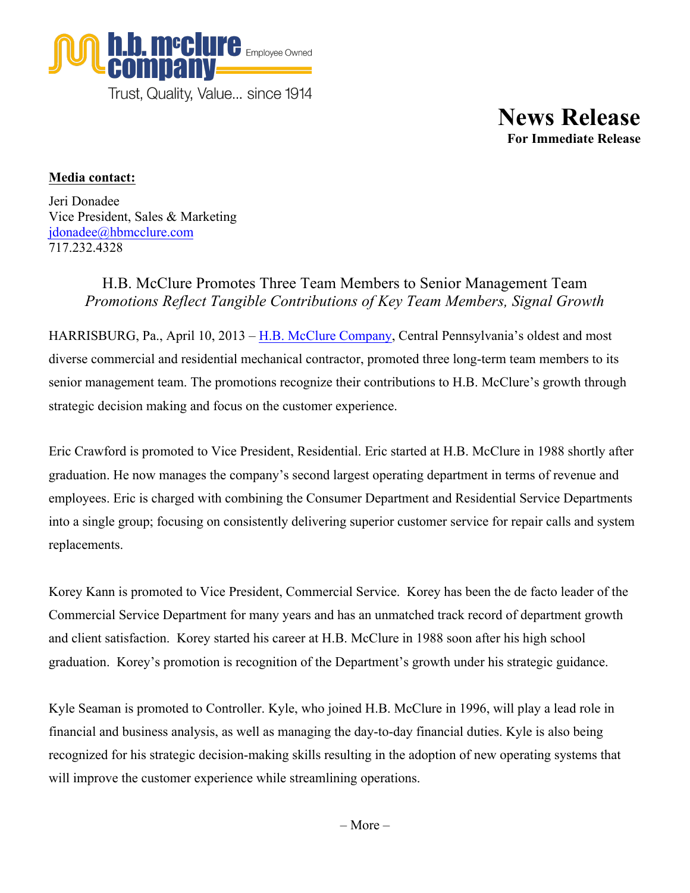h.b. mcclure company Employee Owned

Trust, Quality, Value... since 1914

# News Release

**For Immediate Release**

**Media contact:**

Jeri Donadee
Vice President, Sales & Marketing
jdonadee@hbmcclure.com
717.232.4328

## H.B. McClure Promotes Three Team Members to Senior Management Team

*Promotions Reflect Tangible Contributions of Key Team Members, Signal Growth*

HARRISBURG, Pa., April 10, 2013 – H.B. McClure Company, Central Pennsylvania's oldest and most diverse commercial and residential mechanical contractor, promoted three long-term team members to its senior management team. The promotions recognize their contributions to H.B. McClure's growth through strategic decision making and focus on the customer experience.

Eric Crawford is promoted to Vice President, Residential. Eric started at H.B. McClure in 1988 shortly after graduation. He now manages the company's second largest operating department in terms of revenue and employees. Eric is charged with combining the Consumer Department and Residential Service Departments into a single group; focusing on consistently delivering superior customer service for repair calls and system replacements.

Korey Kann is promoted to Vice President, Commercial Service. Korey has been the de facto leader of the Commercial Service Department for many years and has an unmatched track record of department growth and client satisfaction. Korey started his career at H.B. McClure in 1988 soon after his high school graduation. Korey's promotion is recognition of the Department's growth under his strategic guidance.

Kyle Seaman is promoted to Controller. Kyle, who joined H.B. McClure in 1996, will play a lead role in financial and business analysis, as well as managing the day-to-day financial duties. Kyle is also being recognized for his strategic decision-making skills resulting in the adoption of new operating systems that will improve the customer experience while streamlining operations.

– More –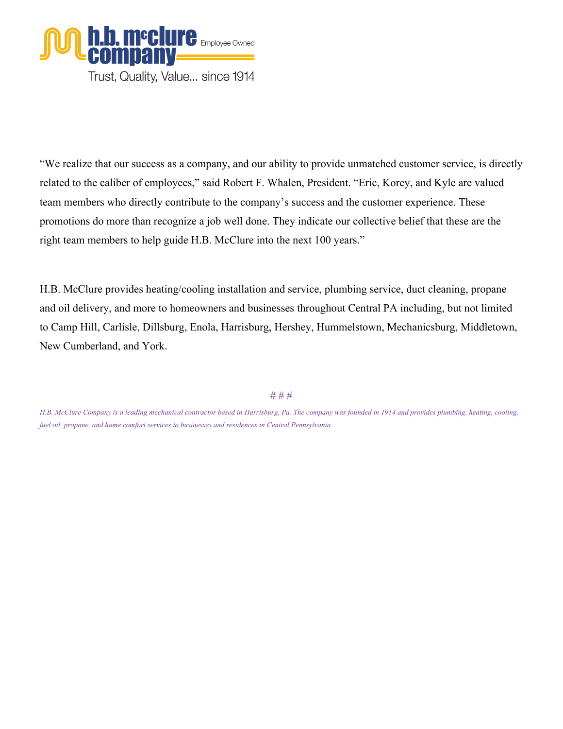"We realize that our success as a company, and our ability to provide unmatched customer service, is directly related to the caliber of employees," said Robert F. Whalen, President. "Eric, Korey, and Kyle are valued team members who directly contribute to the company's success and the customer experience. These promotions do more than recognize a job well done. They indicate our collective belief that these are the right team members to help guide H.B. McClure into the next 100 years."

H.B. McClure provides heating/cooling installation and service, plumbing service, duct cleaning, propane and oil delivery, and more to homeowners and businesses throughout Central PA including, but not limited to Camp Hill, Carlisle, Dillsburg, Enola, Harrisburg, Hershey, Hummelstown, Mechanicsburg, Middletown, New Cumberland, and York.

# # #

*H.B. McClure Company is a leading mechanical contractor based in Harrisburg, Pa. The company was founded in 1914 and provides plumbing, heating, cooling, fuel oil, propane, and home comfort services to businesses and residences in Central Pennsylvania.*